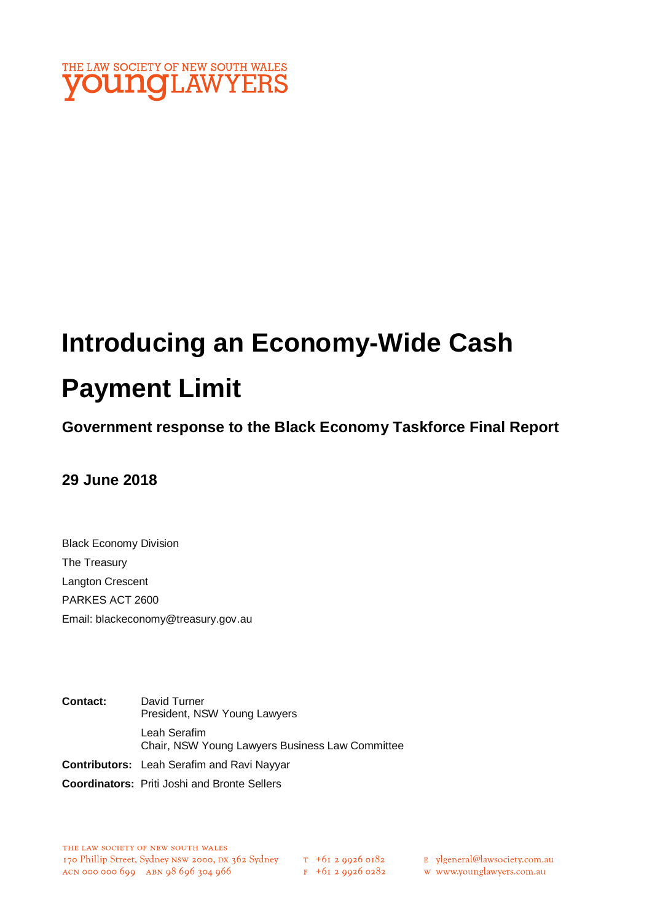THE LAW SOCIETY OF NEW SOUTH WALES
youngLAWYERS

# Introducing an Economy-Wide Cash Payment Limit

## Government response to the Black Economy Taskforce Final Report

### 29 June 2018

Black Economy Division
The Treasury
Langton Crescent
PARKES ACT 2600
Email: blackeconomy@treasury.gov.au

|  |  |
|---|---|
| **Contact:** | David Turner<br>President, NSW Young Lawyers |
|  | Leah Serafim<br>Chair, NSW Young Lawyers Business Law Committee |
| **Contributors:** | Leah Serafim and Ravi Nayyar |
| **Coordinators:** | Priti Joshi and Bronte Sellers |

THE LAW SOCIETY OF NEW SOUTH WALES
170 Phillip Street, Sydney NSW 2000, DX 362 Sydney
ACN 000 000 699 ABN 98 696 304 966
T +61 2 9926 0182
F +61 2 9926 0282
E ylgeneral@lawsociety.com.au
W www.younglawyers.com.au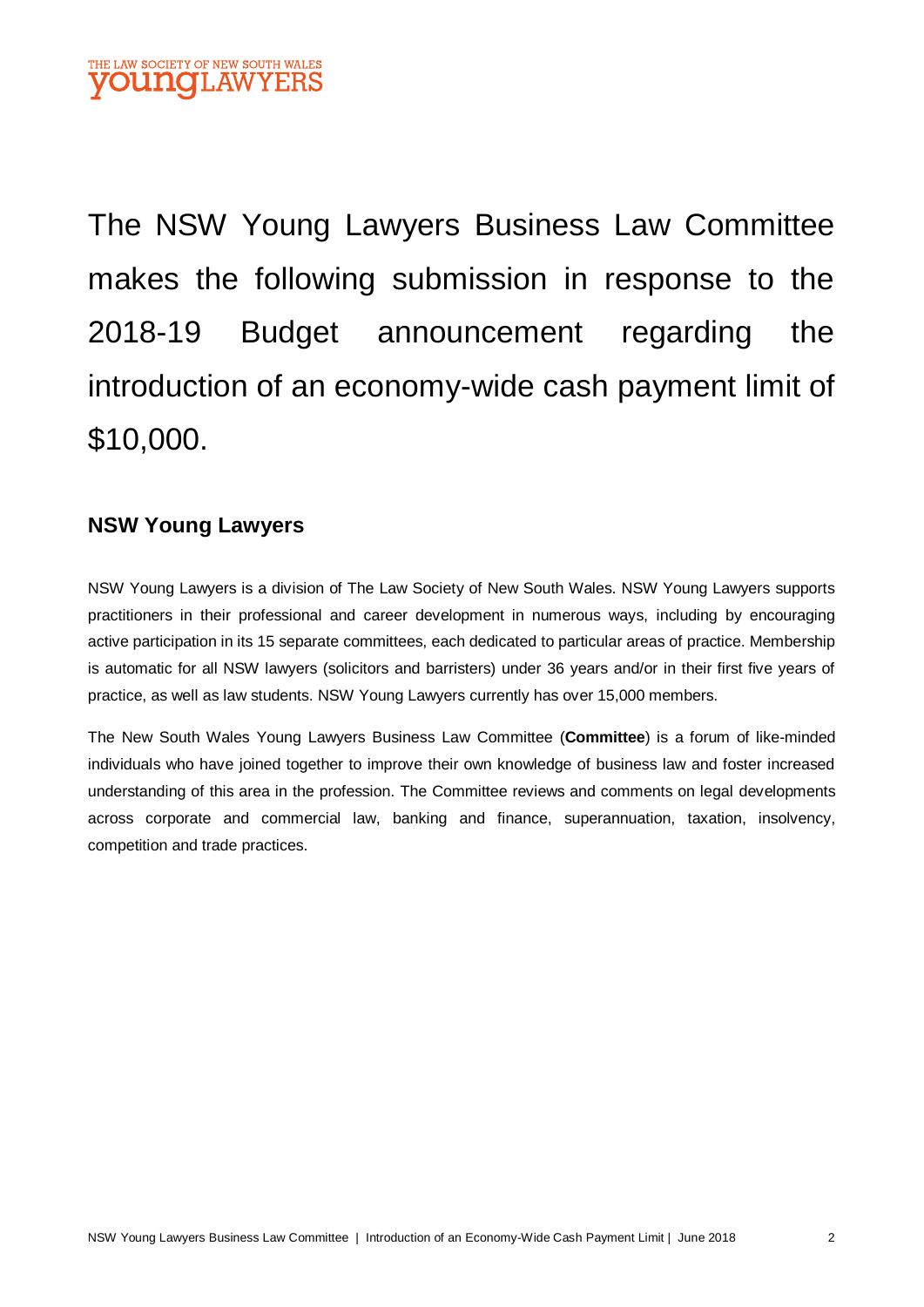The NSW Young Lawyers Business Law Committee makes the following submission in response to the 2018-19 Budget announcement regarding the introduction of an economy-wide cash payment limit of $10,000.

## NSW Young Lawyers

NSW Young Lawyers is a division of The Law Society of New South Wales. NSW Young Lawyers supports practitioners in their professional and career development in numerous ways, including by encouraging active participation in its 15 separate committees, each dedicated to particular areas of practice. Membership is automatic for all NSW lawyers (solicitors and barristers) under 36 years and/or in their first five years of practice, as well as law students. NSW Young Lawyers currently has over 15,000 members.

The New South Wales Young Lawyers Business Law Committee (**Committee**) is a forum of like-minded individuals who have joined together to improve their own knowledge of business law and foster increased understanding of this area in the profession. The Committee reviews and comments on legal developments across corporate and commercial law, banking and finance, superannuation, taxation, insolvency, competition and trade practices.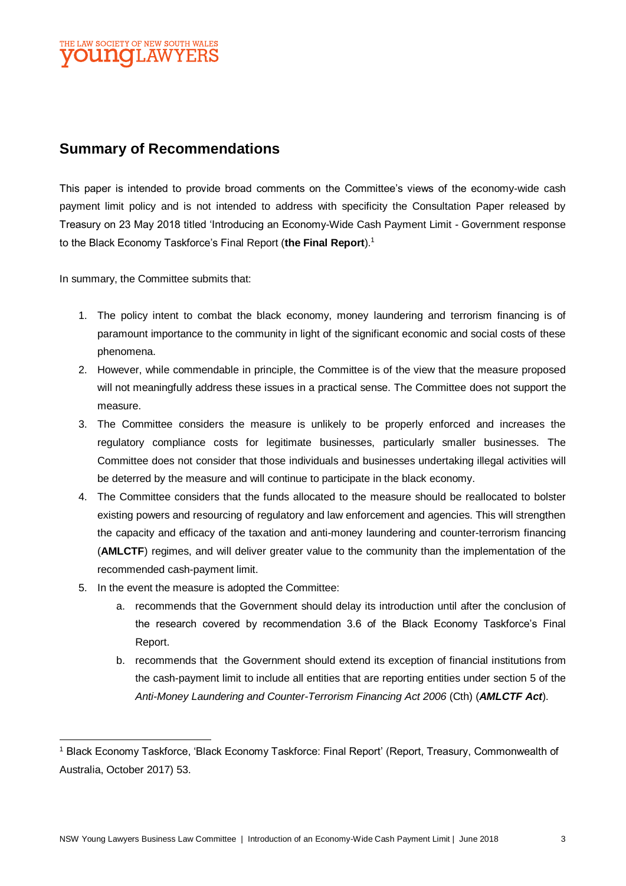## Summary of Recommendations

This paper is intended to provide broad comments on the Committee's views of the economy-wide cash payment limit policy and is not intended to address with specificity the Consultation Paper released by Treasury on 23 May 2018 titled 'Introducing an Economy-Wide Cash Payment Limit - Government response to the Black Economy Taskforce's Final Report (**the Final Report**).[1]

In summary, the Committee submits that:

1. The policy intent to combat the black economy, money laundering and terrorism financing is of paramount importance to the community in light of the significant economic and social costs of these phenomena.
2. However, while commendable in principle, the Committee is of the view that the measure proposed will not meaningfully address these issues in a practical sense. The Committee does not support the measure.
3. The Committee considers the measure is unlikely to be properly enforced and increases the regulatory compliance costs for legitimate businesses, particularly smaller businesses. The Committee does not consider that those individuals and businesses undertaking illegal activities will be deterred by the measure and will continue to participate in the black economy.
4. The Committee considers that the funds allocated to the measure should be reallocated to bolster existing powers and resourcing of regulatory and law enforcement and agencies. This will strengthen the capacity and efficacy of the taxation and anti-money laundering and counter-terrorism financing (**AMLCTF**) regimes, and will deliver greater value to the community than the implementation of the recommended cash-payment limit.
5. In the event the measure is adopted the Committee:
   a. recommends that the Government should delay its introduction until after the conclusion of the research covered by recommendation 3.6 of the Black Economy Taskforce's Final Report.
   b. recommends that the Government should extend its exception of financial institutions from the cash-payment limit to include all entities that are reporting entities under section 5 of the *Anti-Money Laundering and Counter-Terrorism Financing Act 2006* (Cth) (***AMLCTF Act***).

---

[1] Black Economy Taskforce, 'Black Economy Taskforce: Final Report' (Report, Treasury, Commonwealth of Australia, October 2017) 53.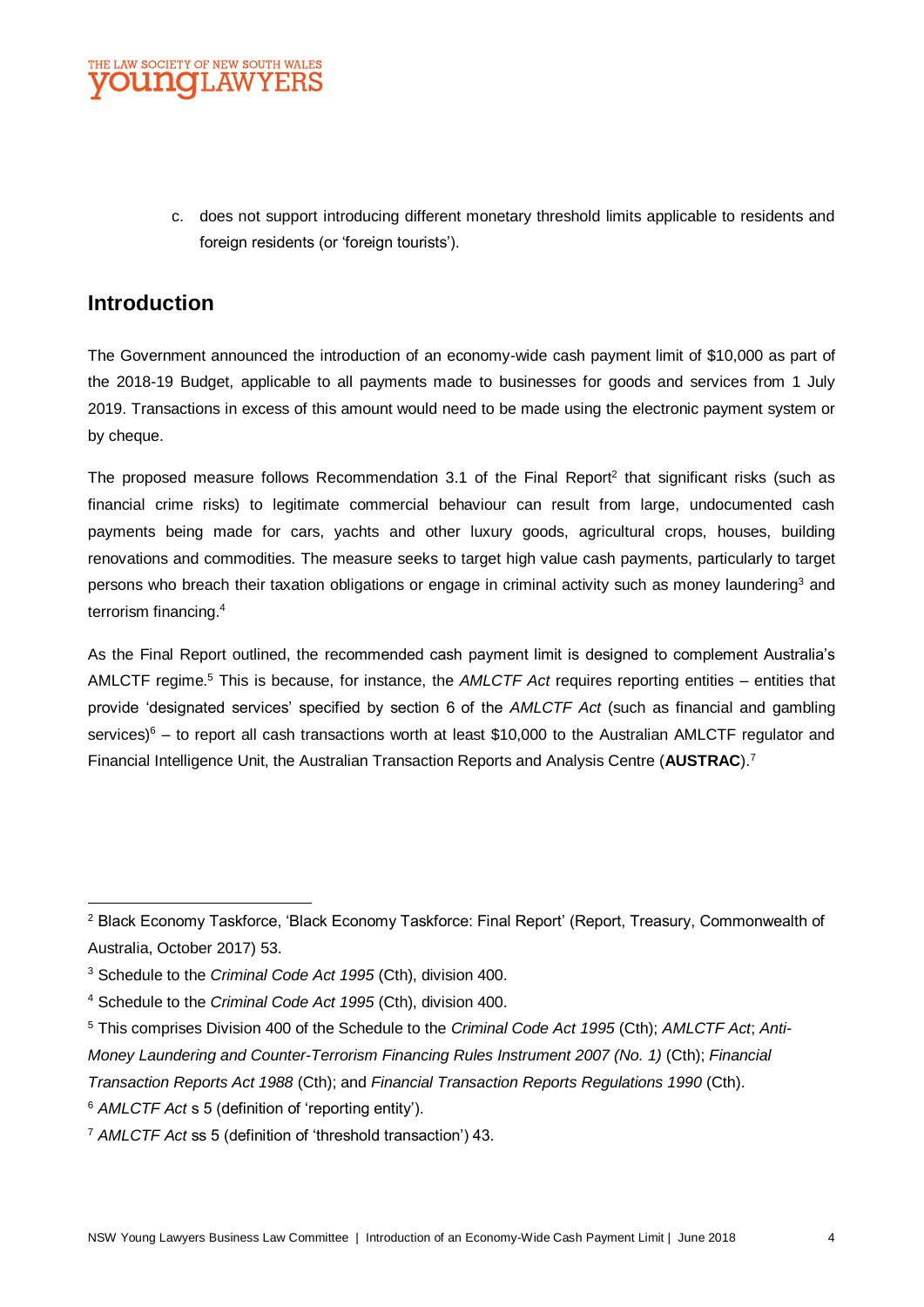c. does not support introducing different monetary threshold limits applicable to residents and foreign residents (or 'foreign tourists').

## Introduction

The Government announced the introduction of an economy-wide cash payment limit of $10,000 as part of the 2018-19 Budget, applicable to all payments made to businesses for goods and services from 1 July 2019. Transactions in excess of this amount would need to be made using the electronic payment system or by cheque.

The proposed measure follows Recommendation 3.1 of the Final Report[2] that significant risks (such as financial crime risks) to legitimate commercial behaviour can result from large, undocumented cash payments being made for cars, yachts and other luxury goods, agricultural crops, houses, building renovations and commodities. The measure seeks to target high value cash payments, particularly to target persons who breach their taxation obligations or engage in criminal activity such as money laundering[3] and terrorism financing.[4]

As the Final Report outlined, the recommended cash payment limit is designed to complement Australia's AMLCTF regime.[5] This is because, for instance, the *AMLCTF Act* requires reporting entities – entities that provide 'designated services' specified by section 6 of the *AMLCTF Act* (such as financial and gambling services)[6] – to report all cash transactions worth at least $10,000 to the Australian AMLCTF regulator and Financial Intelligence Unit, the Australian Transaction Reports and Analysis Centre (**AUSTRAC**).[7]

---

[2] Black Economy Taskforce, 'Black Economy Taskforce: Final Report' (Report, Treasury, Commonwealth of Australia, October 2017) 53.

[3] Schedule to the *Criminal Code Act 1995* (Cth), division 400.

[4] Schedule to the *Criminal Code Act 1995* (Cth), division 400.

[5] This comprises Division 400 of the Schedule to the *Criminal Code Act 1995* (Cth); *AMLCTF Act*; *Anti-Money Laundering and Counter-Terrorism Financing Rules Instrument 2007 (No. 1)* (Cth); *Financial Transaction Reports Act 1988* (Cth); and *Financial Transaction Reports Regulations 1990* (Cth).

[6] *AMLCTF Act* s 5 (definition of 'reporting entity').

[7] *AMLCTF Act* ss 5 (definition of 'threshold transaction') 43.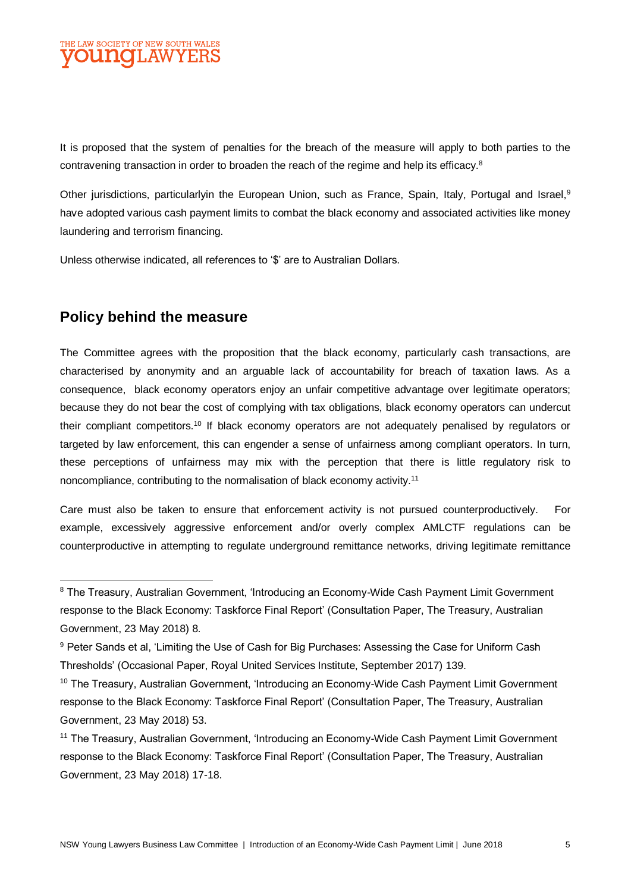It is proposed that the system of penalties for the breach of the measure will apply to both parties to the contravening transaction in order to broaden the reach of the regime and help its efficacy.[8]

Other jurisdictions, particularlyin the European Union, such as France, Spain, Italy, Portugal and Israel,[9] have adopted various cash payment limits to combat the black economy and associated activities like money laundering and terrorism financing.

Unless otherwise indicated, all references to '$' are to Australian Dollars.

## Policy behind the measure

The Committee agrees with the proposition that the black economy, particularly cash transactions, are characterised by anonymity and an arguable lack of accountability for breach of taxation laws. As a consequence, black economy operators enjoy an unfair competitive advantage over legitimate operators; because they do not bear the cost of complying with tax obligations, black economy operators can undercut their compliant competitors.[10] If black economy operators are not adequately penalised by regulators or targeted by law enforcement, this can engender a sense of unfairness among compliant operators. In turn, these perceptions of unfairness may mix with the perception that there is little regulatory risk to noncompliance, contributing to the normalisation of black economy activity.[11]

Care must also be taken to ensure that enforcement activity is not pursued counterproductively. For example, excessively aggressive enforcement and/or overly complex AMLCTF regulations can be counterproductive in attempting to regulate underground remittance networks, driving legitimate remittance

---

[8] The Treasury, Australian Government, 'Introducing an Economy-Wide Cash Payment Limit Government response to the Black Economy: Taskforce Final Report' (Consultation Paper, The Treasury, Australian Government, 23 May 2018) 8.

[9] Peter Sands et al, 'Limiting the Use of Cash for Big Purchases: Assessing the Case for Uniform Cash Thresholds' (Occasional Paper, Royal United Services Institute, September 2017) 139.

[10] The Treasury, Australian Government, 'Introducing an Economy-Wide Cash Payment Limit Government response to the Black Economy: Taskforce Final Report' (Consultation Paper, The Treasury, Australian Government, 23 May 2018) 53.

[11] The Treasury, Australian Government, 'Introducing an Economy-Wide Cash Payment Limit Government response to the Black Economy: Taskforce Final Report' (Consultation Paper, The Treasury, Australian Government, 23 May 2018) 17-18.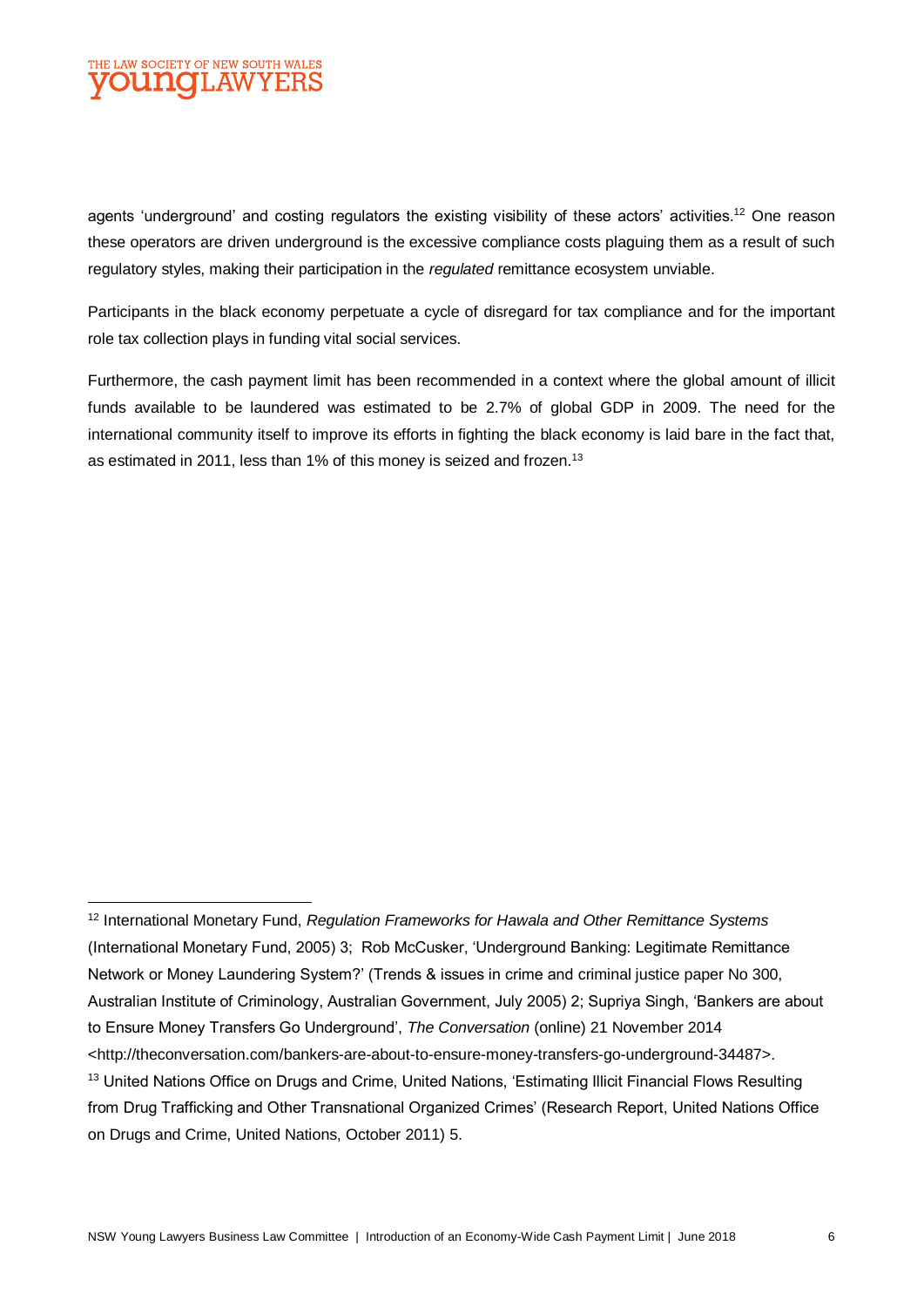agents 'underground' and costing regulators the existing visibility of these actors' activities.[12] One reason these operators are driven underground is the excessive compliance costs plaguing them as a result of such regulatory styles, making their participation in the *regulated* remittance ecosystem unviable.

Participants in the black economy perpetuate a cycle of disregard for tax compliance and for the important role tax collection plays in funding vital social services.

Furthermore, the cash payment limit has been recommended in a context where the global amount of illicit funds available to be laundered was estimated to be 2.7% of global GDP in 2009. The need for the international community itself to improve its efforts in fighting the black economy is laid bare in the fact that, as estimated in 2011, less than 1% of this money is seized and frozen.[13]

---

[12] International Monetary Fund, *Regulation Frameworks for Hawala and Other Remittance Systems* (International Monetary Fund, 2005) 3; Rob McCusker, 'Underground Banking: Legitimate Remittance Network or Money Laundering System?' (Trends & issues in crime and criminal justice paper No 300, Australian Institute of Criminology, Australian Government, July 2005) 2; Supriya Singh, 'Bankers are about to Ensure Money Transfers Go Underground', *The Conversation* (online) 21 November 2014 <http://theconversation.com/bankers-are-about-to-ensure-money-transfers-go-underground-34487>.

[13] United Nations Office on Drugs and Crime, United Nations, 'Estimating Illicit Financial Flows Resulting from Drug Trafficking and Other Transnational Organized Crimes' (Research Report, United Nations Office on Drugs and Crime, United Nations, October 2011) 5.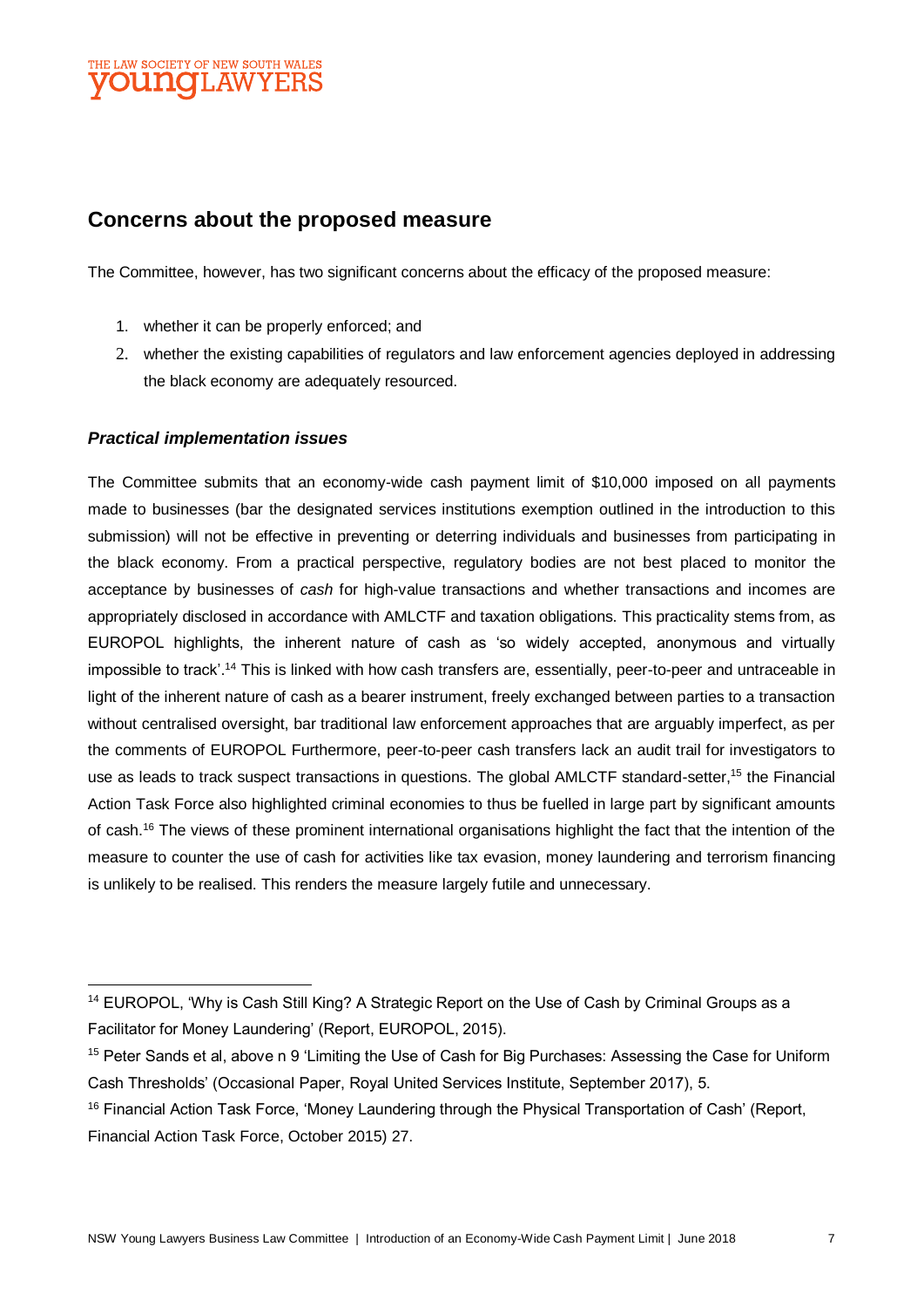## Concerns about the proposed measure

The Committee, however, has two significant concerns about the efficacy of the proposed measure:

1. whether it can be properly enforced; and
2. whether the existing capabilities of regulators and law enforcement agencies deployed in addressing the black economy are adequately resourced.

### *Practical implementation issues*

The Committee submits that an economy-wide cash payment limit of $10,000 imposed on all payments made to businesses (bar the designated services institutions exemption outlined in the introduction to this submission) will not be effective in preventing or deterring individuals and businesses from participating in the black economy. From a practical perspective, regulatory bodies are not best placed to monitor the acceptance by businesses of *cash* for high-value transactions and whether transactions and incomes are appropriately disclosed in accordance with AMLCTF and taxation obligations. This practicality stems from, as EUROPOL highlights, the inherent nature of cash as 'so widely accepted, anonymous and virtually impossible to track'.[14] This is linked with how cash transfers are, essentially, peer-to-peer and untraceable in light of the inherent nature of cash as a bearer instrument, freely exchanged between parties to a transaction without centralised oversight, bar traditional law enforcement approaches that are arguably imperfect, as per the comments of EUROPOL Furthermore, peer-to-peer cash transfers lack an audit trail for investigators to use as leads to track suspect transactions in questions. The global AMLCTF standard-setter,[15] the Financial Action Task Force also highlighted criminal economies to thus be fuelled in large part by significant amounts of cash.[16] The views of these prominent international organisations highlight the fact that the intention of the measure to counter the use of cash for activities like tax evasion, money laundering and terrorism financing is unlikely to be realised. This renders the measure largely futile and unnecessary.

---

[14] EUROPOL, 'Why is Cash Still King? A Strategic Report on the Use of Cash by Criminal Groups as a Facilitator for Money Laundering' (Report, EUROPOL, 2015).

[15] Peter Sands et al, above n 9 'Limiting the Use of Cash for Big Purchases: Assessing the Case for Uniform Cash Thresholds' (Occasional Paper, Royal United Services Institute, September 2017), 5.

[16] Financial Action Task Force, 'Money Laundering through the Physical Transportation of Cash' (Report, Financial Action Task Force, October 2015) 27.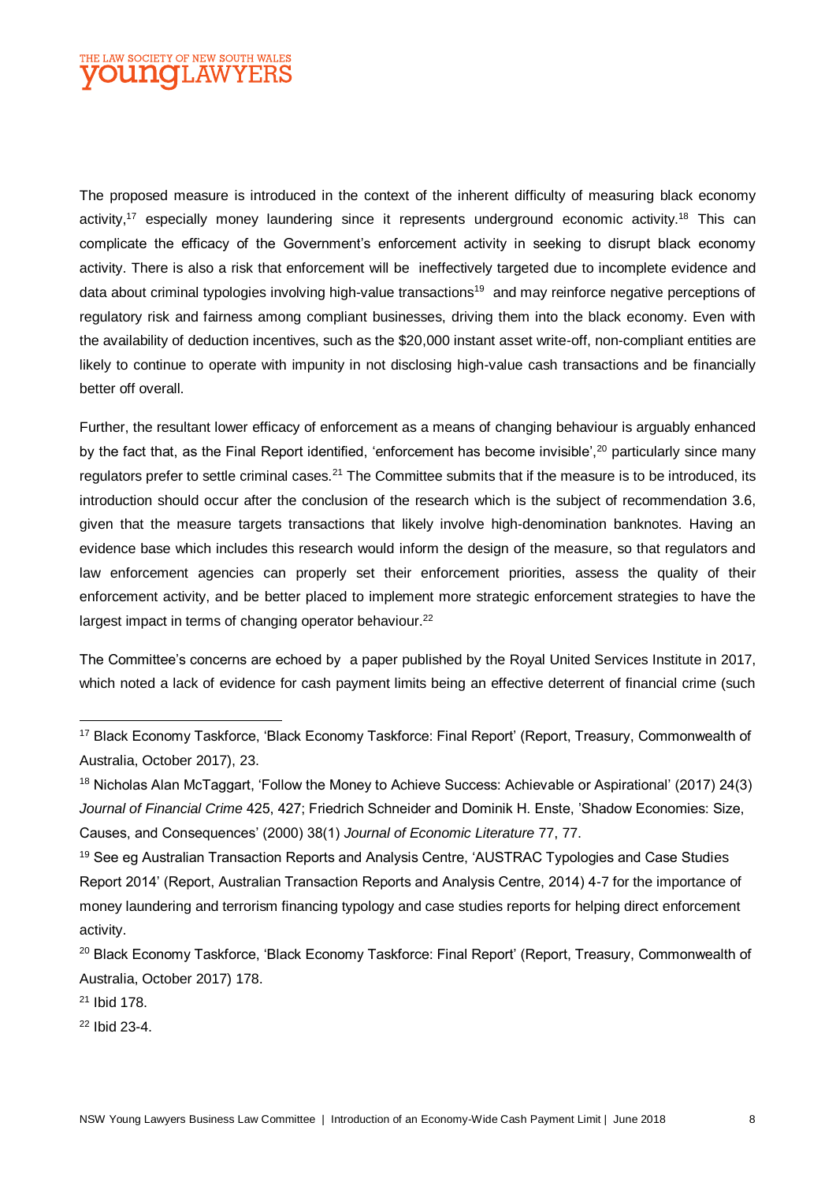The proposed measure is introduced in the context of the inherent difficulty of measuring black economy activity,[17] especially money laundering since it represents underground economic activity.[18] This can complicate the efficacy of the Government's enforcement activity in seeking to disrupt black economy activity. There is also a risk that enforcement will be ineffectively targeted due to incomplete evidence and data about criminal typologies involving high-value transactions[19] and may reinforce negative perceptions of regulatory risk and fairness among compliant businesses, driving them into the black economy. Even with the availability of deduction incentives, such as the $20,000 instant asset write-off, non-compliant entities are likely to continue to operate with impunity in not disclosing high-value cash transactions and be financially better off overall.

Further, the resultant lower efficacy of enforcement as a means of changing behaviour is arguably enhanced by the fact that, as the Final Report identified, 'enforcement has become invisible',[20] particularly since many regulators prefer to settle criminal cases.[21] The Committee submits that if the measure is to be introduced, its introduction should occur after the conclusion of the research which is the subject of recommendation 3.6, given that the measure targets transactions that likely involve high-denomination banknotes. Having an evidence base which includes this research would inform the design of the measure, so that regulators and law enforcement agencies can properly set their enforcement priorities, assess the quality of their enforcement activity, and be better placed to implement more strategic enforcement strategies to have the largest impact in terms of changing operator behaviour.[22]

The Committee's concerns are echoed by a paper published by the Royal United Services Institute in 2017, which noted a lack of evidence for cash payment limits being an effective deterrent of financial crime (such

---

[17] Black Economy Taskforce, 'Black Economy Taskforce: Final Report' (Report, Treasury, Commonwealth of Australia, October 2017), 23.

[18] Nicholas Alan McTaggart, 'Follow the Money to Achieve Success: Achievable or Aspirational' (2017) 24(3) *Journal of Financial Crime* 425, 427; Friedrich Schneider and Dominik H. Enste, 'Shadow Economies: Size, Causes, and Consequences' (2000) 38(1) *Journal of Economic Literature* 77, 77.

[19] See eg Australian Transaction Reports and Analysis Centre, 'AUSTRAC Typologies and Case Studies Report 2014' (Report, Australian Transaction Reports and Analysis Centre, 2014) 4-7 for the importance of money laundering and terrorism financing typology and case studies reports for helping direct enforcement activity.

[20] Black Economy Taskforce, 'Black Economy Taskforce: Final Report' (Report, Treasury, Commonwealth of Australia, October 2017) 178.

[21] Ibid 178.

[22] Ibid 23-4.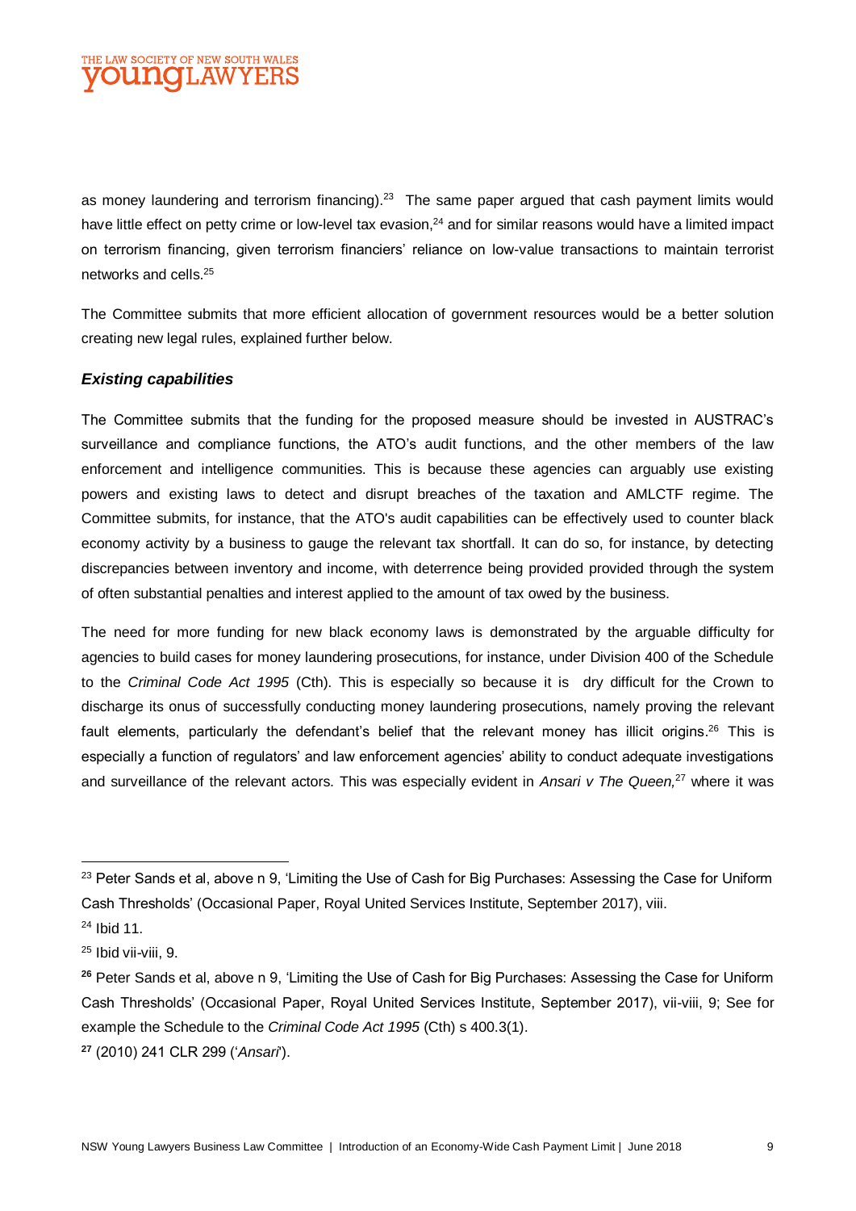as money laundering and terrorism financing).[23] The same paper argued that cash payment limits would have little effect on petty crime or low-level tax evasion,[24] and for similar reasons would have a limited impact on terrorism financing, given terrorism financiers' reliance on low-value transactions to maintain terrorist networks and cells.[25]

The Committee submits that more efficient allocation of government resources would be a better solution creating new legal rules, explained further below.

### *Existing capabilities*

The Committee submits that the funding for the proposed measure should be invested in AUSTRAC's surveillance and compliance functions, the ATO's audit functions, and the other members of the law enforcement and intelligence communities. This is because these agencies can arguably use existing powers and existing laws to detect and disrupt breaches of the taxation and AMLCTF regime. The Committee submits, for instance, that the ATO's audit capabilities can be effectively used to counter black economy activity by a business to gauge the relevant tax shortfall. It can do so, for instance, by detecting discrepancies between inventory and income, with deterrence being provided provided through the system of often substantial penalties and interest applied to the amount of tax owed by the business.

The need for more funding for new black economy laws is demonstrated by the arguable difficulty for agencies to build cases for money laundering prosecutions, for instance, under Division 400 of the Schedule to the *Criminal Code Act 1995* (Cth). This is especially so because it is dry difficult for the Crown to discharge its onus of successfully conducting money laundering prosecutions, namely proving the relevant fault elements, particularly the defendant's belief that the relevant money has illicit origins.[26] This is especially a function of regulators' and law enforcement agencies' ability to conduct adequate investigations and surveillance of the relevant actors. This was especially evident in *Ansari v The Queen,*[27] where it was

---

[23] Peter Sands et al, above n 9, 'Limiting the Use of Cash for Big Purchases: Assessing the Case for Uniform Cash Thresholds' (Occasional Paper, Royal United Services Institute, September 2017), viii.

[24] Ibid 11.

[25] Ibid vii-viii, 9.

[26] Peter Sands et al, above n 9, 'Limiting the Use of Cash for Big Purchases: Assessing the Case for Uniform Cash Thresholds' (Occasional Paper, Royal United Services Institute, September 2017), vii-viii, 9; See for example the Schedule to the *Criminal Code Act 1995* (Cth) s 400.3(1).

[27] (2010) 241 CLR 299 ('*Ansari*').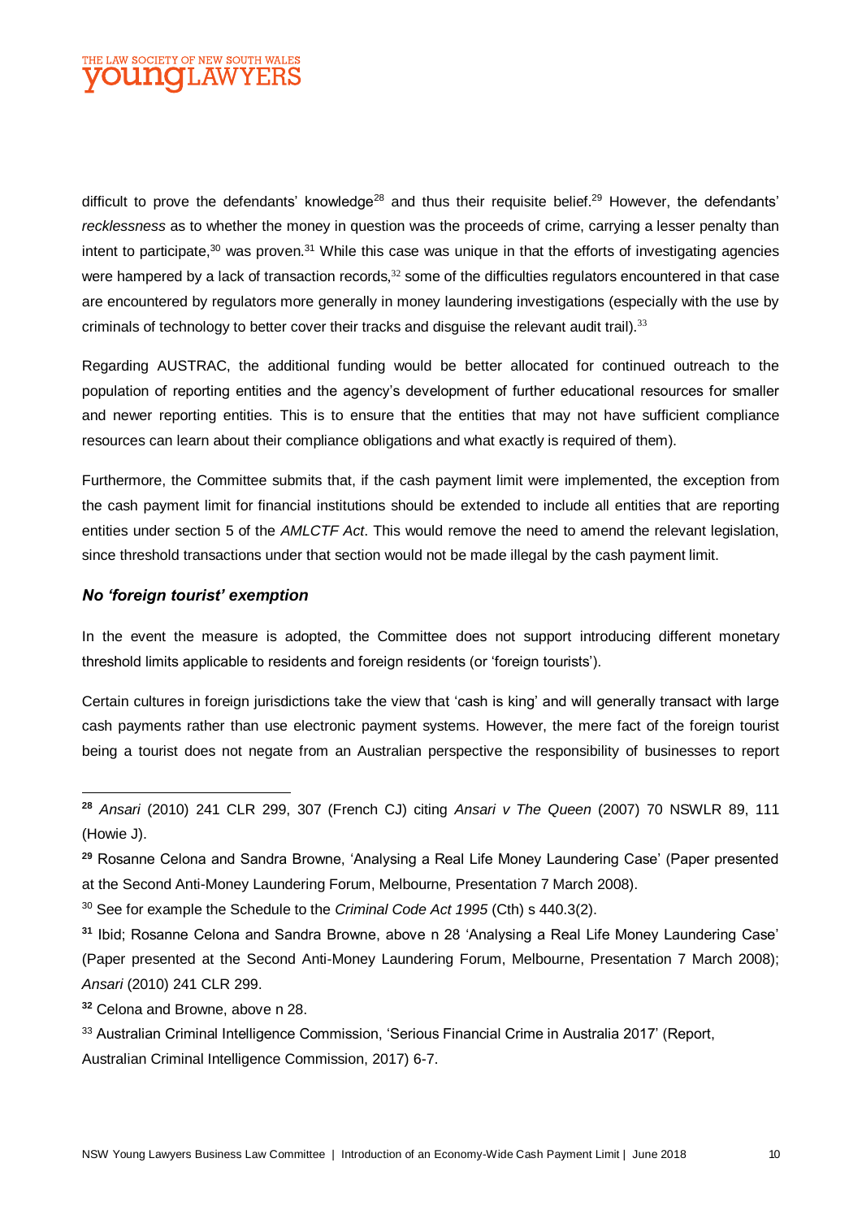difficult to prove the defendants' knowledge[28] and thus their requisite belief.[29] However, the defendants' *recklessness* as to whether the money in question was the proceeds of crime, carrying a lesser penalty than intent to participate,[30] was proven.[31] While this case was unique in that the efforts of investigating agencies were hampered by a lack of transaction records,[32] some of the difficulties regulators encountered in that case are encountered by regulators more generally in money laundering investigations (especially with the use by criminals of technology to better cover their tracks and disguise the relevant audit trail).[33]

Regarding AUSTRAC, the additional funding would be better allocated for continued outreach to the population of reporting entities and the agency's development of further educational resources for smaller and newer reporting entities. This is to ensure that the entities that may not have sufficient compliance resources can learn about their compliance obligations and what exactly is required of them).

Furthermore, the Committee submits that, if the cash payment limit were implemented, the exception from the cash payment limit for financial institutions should be extended to include all entities that are reporting entities under section 5 of the *AMLCTF Act*. This would remove the need to amend the relevant legislation, since threshold transactions under that section would not be made illegal by the cash payment limit.

### *No 'foreign tourist' exemption*

In the event the measure is adopted, the Committee does not support introducing different monetary threshold limits applicable to residents and foreign residents (or 'foreign tourists').

Certain cultures in foreign jurisdictions take the view that 'cash is king' and will generally transact with large cash payments rather than use electronic payment systems. However, the mere fact of the foreign tourist being a tourist does not negate from an Australian perspective the responsibility of businesses to report

---

[28] *Ansari* (2010) 241 CLR 299, 307 (French CJ) citing *Ansari v The Queen* (2007) 70 NSWLR 89, 111 (Howie J).

[29] Rosanne Celona and Sandra Browne, 'Analysing a Real Life Money Laundering Case' (Paper presented at the Second Anti-Money Laundering Forum, Melbourne, Presentation 7 March 2008).

[30] See for example the Schedule to the *Criminal Code Act 1995* (Cth) s 440.3(2).

[31] Ibid; Rosanne Celona and Sandra Browne, above n 28 'Analysing a Real Life Money Laundering Case' (Paper presented at the Second Anti-Money Laundering Forum, Melbourne, Presentation 7 March 2008); *Ansari* (2010) 241 CLR 299.

[32] Celona and Browne, above n 28.

[33] Australian Criminal Intelligence Commission, 'Serious Financial Crime in Australia 2017' (Report, Australian Criminal Intelligence Commission, 2017) 6-7.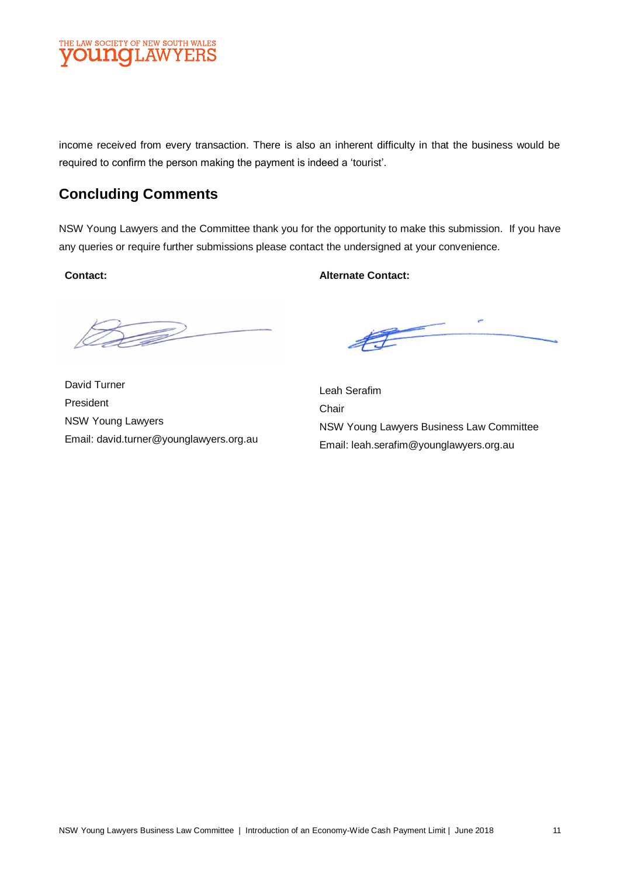income received from every transaction. There is also an inherent difficulty in that the business would be required to confirm the person making the payment is indeed a 'tourist'.

## Concluding Comments

NSW Young Lawyers and the Committee thank you for the opportunity to make this submission. If you have any queries or require further submissions please contact the undersigned at your convenience.

**Contact:**

David Turner
President
NSW Young Lawyers
Email: david.turner@younglawyers.org.au

**Alternate Contact:**

Leah Serafim
Chair
NSW Young Lawyers Business Law Committee
Email: leah.serafim@younglawyers.org.au